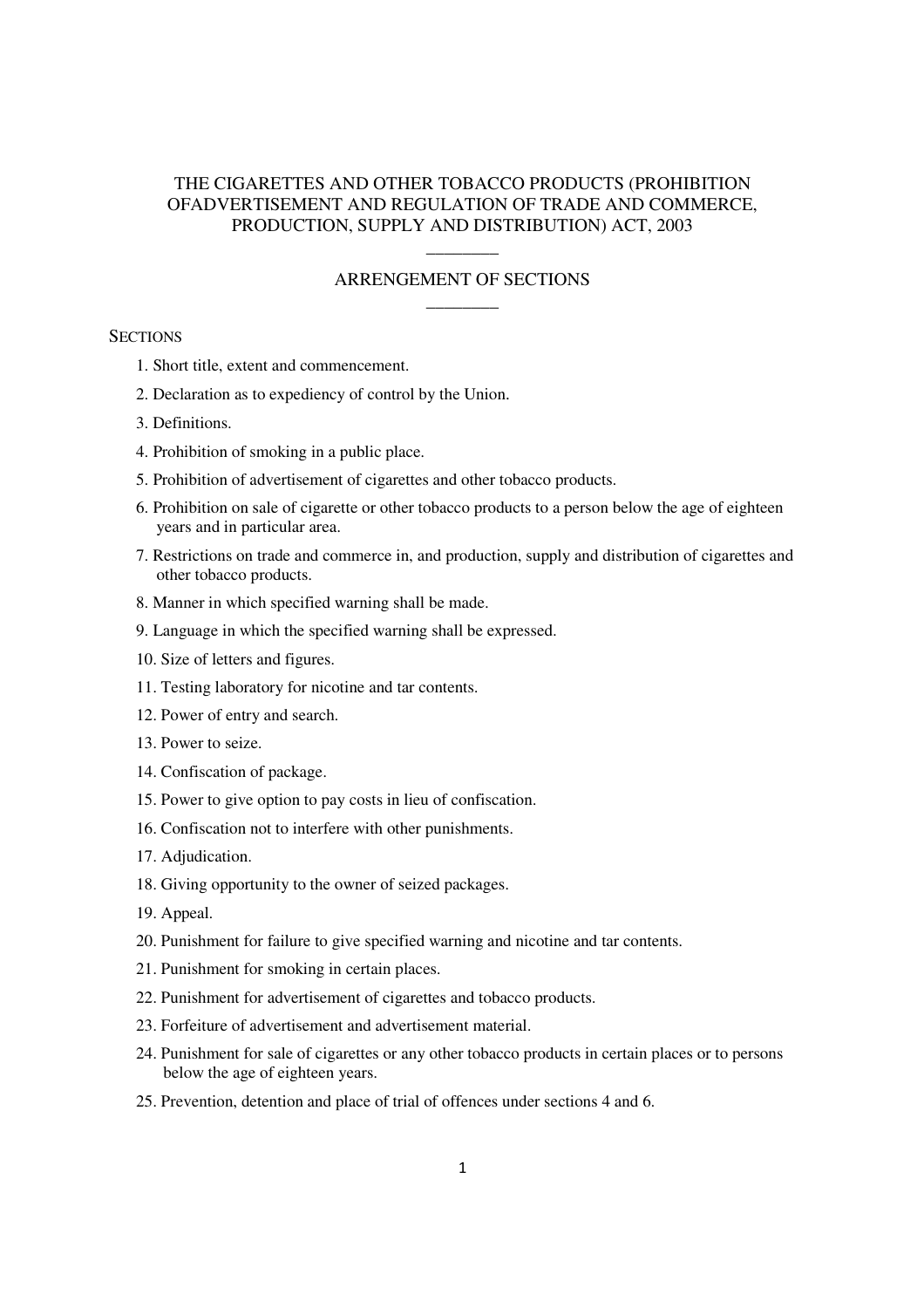# THE CIGARETTES AND OTHER TOBACCO PRODUCTS (PROHIBITION OFADVERTISEMENT AND REGULATION OF TRADE AND COMMERCE, PRODUCTION, SUPPLY AND DISTRIBUTION) ACT, 2003

________

## ARRANGEMENT OF SECTIONS

________

SECTIONS

1. Short title, extent and commencement.
2. Declaration as to expediency of control by the Union.
3. Definitions.
4. Prohibition of smoking in a public place.
5. Prohibition of advertisement of cigarettes and other tobacco products.
6. Prohibition on sale of cigarette or other tobacco products to a person below the age of eighteen years and in particular area.
7. Restrictions on trade and commerce in, and production, supply and distribution of cigarettes and other tobacco products.
8. Manner in which specified warning shall be made.
9. Language in which the specified warning shall be expressed.
10. Size of letters and figures.
11. Testing laboratory for nicotine and tar contents.
12. Power of entry and search.
13. Power to seize.
14. Confiscation of package.
15. Power to give option to pay costs in lieu of confiscation.
16. Confiscation not to interfere with other punishments.
17. Adjudication.
18. Giving opportunity to the owner of seized packages.
19. Appeal.
20. Punishment for failure to give specified warning and nicotine and tar contents.
21. Punishment for smoking in certain places.
22. Punishment for advertisement of cigarettes and tobacco products.
23. Forfeiture of advertisement and advertisement material.
24. Punishment for sale of cigarettes or any other tobacco products in certain places or to persons below the age of eighteen years.
25. Prevention, detention and place of trial of offences under sections 4 and 6.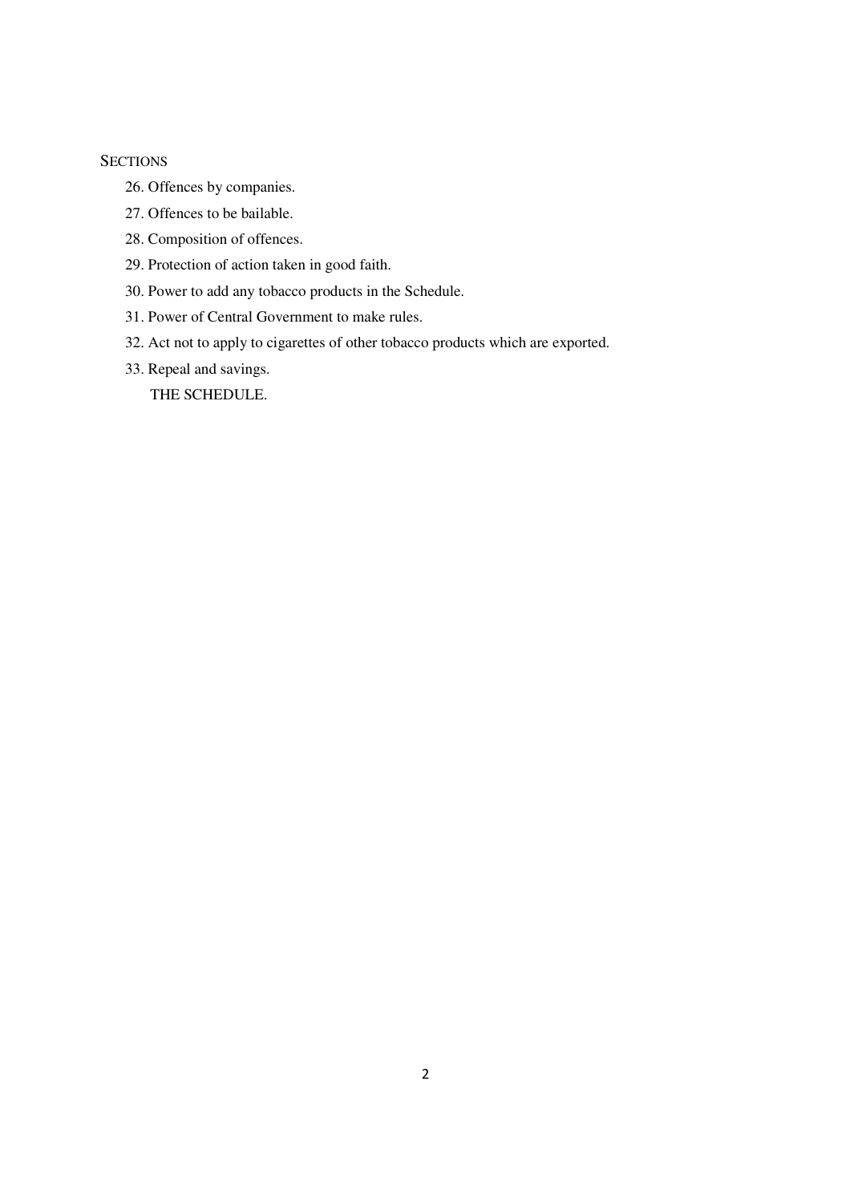SECTIONS

26. Offences by companies.
27. Offences to be bailable.
28. Composition of offences.
29. Protection of action taken in good faith.
30. Power to add any tobacco products in the Schedule.
31. Power of Central Government to make rules.
32. Act not to apply to cigarettes of other tobacco products which are exported.
33. Repeal and savings.

THE SCHEDULE.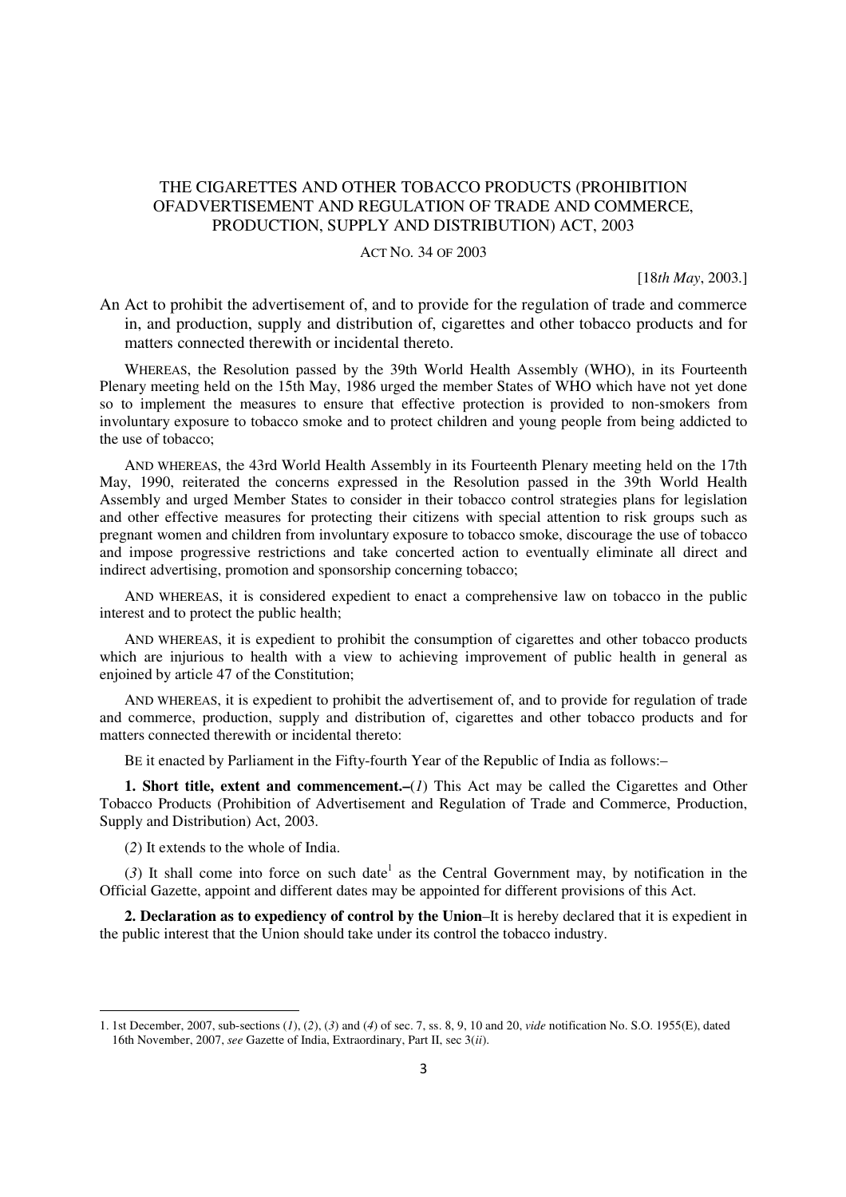# THE CIGARETTES AND OTHER TOBACCO PRODUCTS (PROHIBITION OFADVERTISEMENT AND REGULATION OF TRADE AND COMMERCE, PRODUCTION, SUPPLY AND DISTRIBUTION) ACT, 2003

ACT NO. 34 OF 2003

[18*th May*, 2003.]

An Act to prohibit the advertisement of, and to provide for the regulation of trade and commerce in, and production, supply and distribution of, cigarettes and other tobacco products and for matters connected therewith or incidental thereto.

WHEREAS, the Resolution passed by the 39th World Health Assembly (WHO), in its Fourteenth Plenary meeting held on the 15th May, 1986 urged the member States of WHO which have not yet done so to implement the measures to ensure that effective protection is provided to non-smokers from involuntary exposure to tobacco smoke and to protect children and young people from being addicted to the use of tobacco;

AND WHEREAS, the 43rd World Health Assembly in its Fourteenth Plenary meeting held on the 17th May, 1990, reiterated the concerns expressed in the Resolution passed in the 39th World Health Assembly and urged Member States to consider in their tobacco control strategies plans for legislation and other effective measures for protecting their citizens with special attention to risk groups such as pregnant women and children from involuntary exposure to tobacco smoke, discourage the use of tobacco and impose progressive restrictions and take concerted action to eventually eliminate all direct and indirect advertising, promotion and sponsorship concerning tobacco;

AND WHEREAS, it is considered expedient to enact a comprehensive law on tobacco in the public interest and to protect the public health;

AND WHEREAS, it is expedient to prohibit the consumption of cigarettes and other tobacco products which are injurious to health with a view to achieving improvement of public health in general as enjoined by article 47 of the Constitution;

AND WHEREAS, it is expedient to prohibit the advertisement of, and to provide for regulation of trade and commerce, production, supply and distribution of, cigarettes and other tobacco products and for matters connected therewith or incidental thereto:

BE it enacted by Parliament in the Fifty-fourth Year of the Republic of India as follows:–

**1. Short title, extent and commencement.–**(*1*) This Act may be called the Cigarettes and Other Tobacco Products (Prohibition of Advertisement and Regulation of Trade and Commerce, Production, Supply and Distribution) Act, 2003.

(*2*) It extends to the whole of India.

(*3*) It shall come into force on such date[1] as the Central Government may, by notification in the Official Gazette, appoint and different dates may be appointed for different provisions of this Act.

**2. Declaration as to expediency of control by the Union**–It is hereby declared that it is expedient in the public interest that the Union should take under its control the tobacco industry.

1. 1st December, 2007, sub-sections (*1*), (*2*), (*3*) and (*4*) of sec. 7, ss. 8, 9, 10 and 20, *vide* notification No. S.O. 1955(E), dated 16th November, 2007, *see* Gazette of India, Extraordinary, Part II, sec 3(*ii*).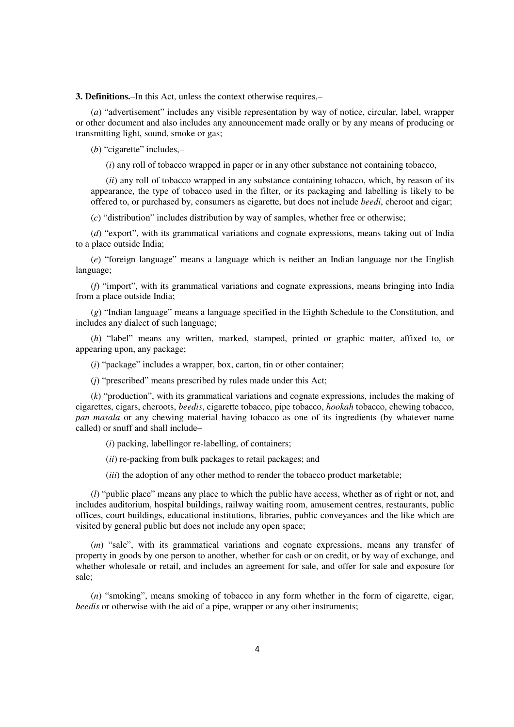**3. Definitions.**–In this Act, unless the context otherwise requires,–

(*a*) "advertisement" includes any visible representation by way of notice, circular, label, wrapper or other document and also includes any announcement made orally or by any means of producing or transmitting light, sound, smoke or gas;

(*b*) "cigarette" includes,–

(*i*) any roll of tobacco wrapped in paper or in any other substance not containing tobacco,

(*ii*) any roll of tobacco wrapped in any substance containing tobacco, which, by reason of its appearance, the type of tobacco used in the filter, or its packaging and labelling is likely to be offered to, or purchased by, consumers as cigarette, but does not include *beedi*, cheroot and cigar;

(*c*) "distribution" includes distribution by way of samples, whether free or otherwise;

(*d*) "export", with its grammatical variations and cognate expressions, means taking out of India to a place outside India;

(*e*) "foreign language" means a language which is neither an Indian language nor the English language;

(*f*) "import", with its grammatical variations and cognate expressions, means bringing into India from a place outside India;

(*g*) "Indian language" means a language specified in the Eighth Schedule to the Constitution, and includes any dialect of such language;

(*h*) "label" means any written, marked, stamped, printed or graphic matter, affixed to, or appearing upon, any package;

(*i*) "package" includes a wrapper, box, carton, tin or other container;

(*j*) "prescribed" means prescribed by rules made under this Act;

(*k*) "production", with its grammatical variations and cognate expressions, includes the making of cigarettes, cigars, cheroots, *beedis*, cigarette tobacco, pipe tobacco, *hookah* tobacco, chewing tobacco, *pan masala* or any chewing material having tobacco as one of its ingredients (by whatever name called) or snuff and shall include–

(*i*) packing, labellingor re-labelling, of containers;

(*ii*) re-packing from bulk packages to retail packages; and

(*iii*) the adoption of any other method to render the tobacco product marketable;

(*l*) "public place" means any place to which the public have access, whether as of right or not, and includes auditorium, hospital buildings, railway waiting room, amusement centres, restaurants, public offices, court buildings, educational institutions, libraries, public conveyances and the like which are visited by general public but does not include any open space;

(*m*) "sale", with its grammatical variations and cognate expressions, means any transfer of property in goods by one person to another, whether for cash or on credit, or by way of exchange, and whether wholesale or retail, and includes an agreement for sale, and offer for sale and exposure for sale;

(*n*) "smoking", means smoking of tobacco in any form whether in the form of cigarette, cigar, *beedis* or otherwise with the aid of a pipe, wrapper or any other instruments;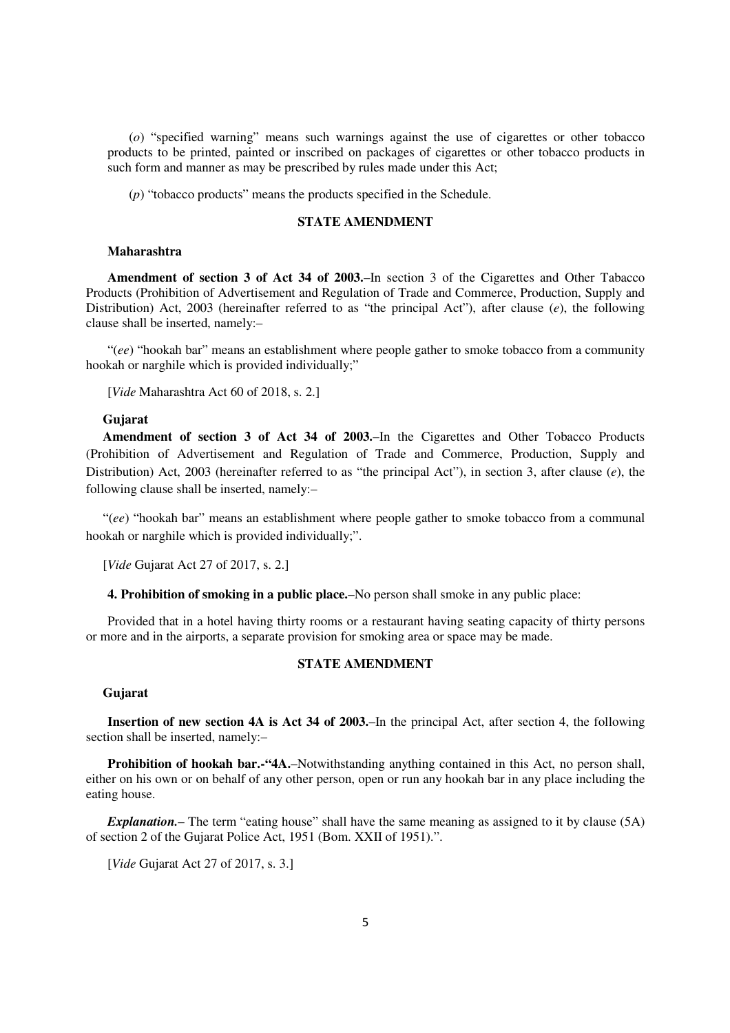(*o*) "specified warning" means such warnings against the use of cigarettes or other tobacco products to be printed, painted or inscribed on packages of cigarettes or other tobacco products in such form and manner as may be prescribed by rules made under this Act;

(*p*) "tobacco products" means the products specified in the Schedule.

**STATE AMENDMENT**

**Maharashtra**

**Amendment of section 3 of Act 34 of 2003.**–In section 3 of the Cigarettes and Other Tabacco Products (Prohibition of Advertisement and Regulation of Trade and Commerce, Production, Supply and Distribution) Act, 2003 (hereinafter referred to as "the principal Act"), after clause (*e*), the following clause shall be inserted, namely:–

"(*ee*) "hookah bar" means an establishment where people gather to smoke tobacco from a community hookah or narghile which is provided individually;"

[*Vide* Maharashtra Act 60 of 2018, s. 2.]

**Gujarat**

**Amendment of section 3 of Act 34 of 2003.**–In the Cigarettes and Other Tobacco Products (Prohibition of Advertisement and Regulation of Trade and Commerce, Production, Supply and Distribution) Act, 2003 (hereinafter referred to as "the principal Act"), in section 3, after clause (*e*), the following clause shall be inserted, namely:–

"(*ee*) "hookah bar" means an establishment where people gather to smoke tobacco from a communal hookah or narghile which is provided individually;".

[*Vide* Gujarat Act 27 of 2017, s. 2.]

**4. Prohibition of smoking in a public place.**–No person shall smoke in any public place:

Provided that in a hotel having thirty rooms or a restaurant having seating capacity of thirty persons or more and in the airports, a separate provision for smoking area or space may be made.

**STATE AMENDMENT**

**Gujarat**

**Insertion of new section 4A is Act 34 of 2003.**–In the principal Act, after section 4, the following section shall be inserted, namely:–

**Prohibition of hookah bar.-"4A.**–Notwithstanding anything contained in this Act, no person shall, either on his own or on behalf of any other person, open or run any hookah bar in any place including the eating house.

***Explanation.***– The term "eating house" shall have the same meaning as assigned to it by clause (5A) of section 2 of the Gujarat Police Act, 1951 (Bom. XXII of 1951).".

[*Vide* Gujarat Act 27 of 2017, s. 3.]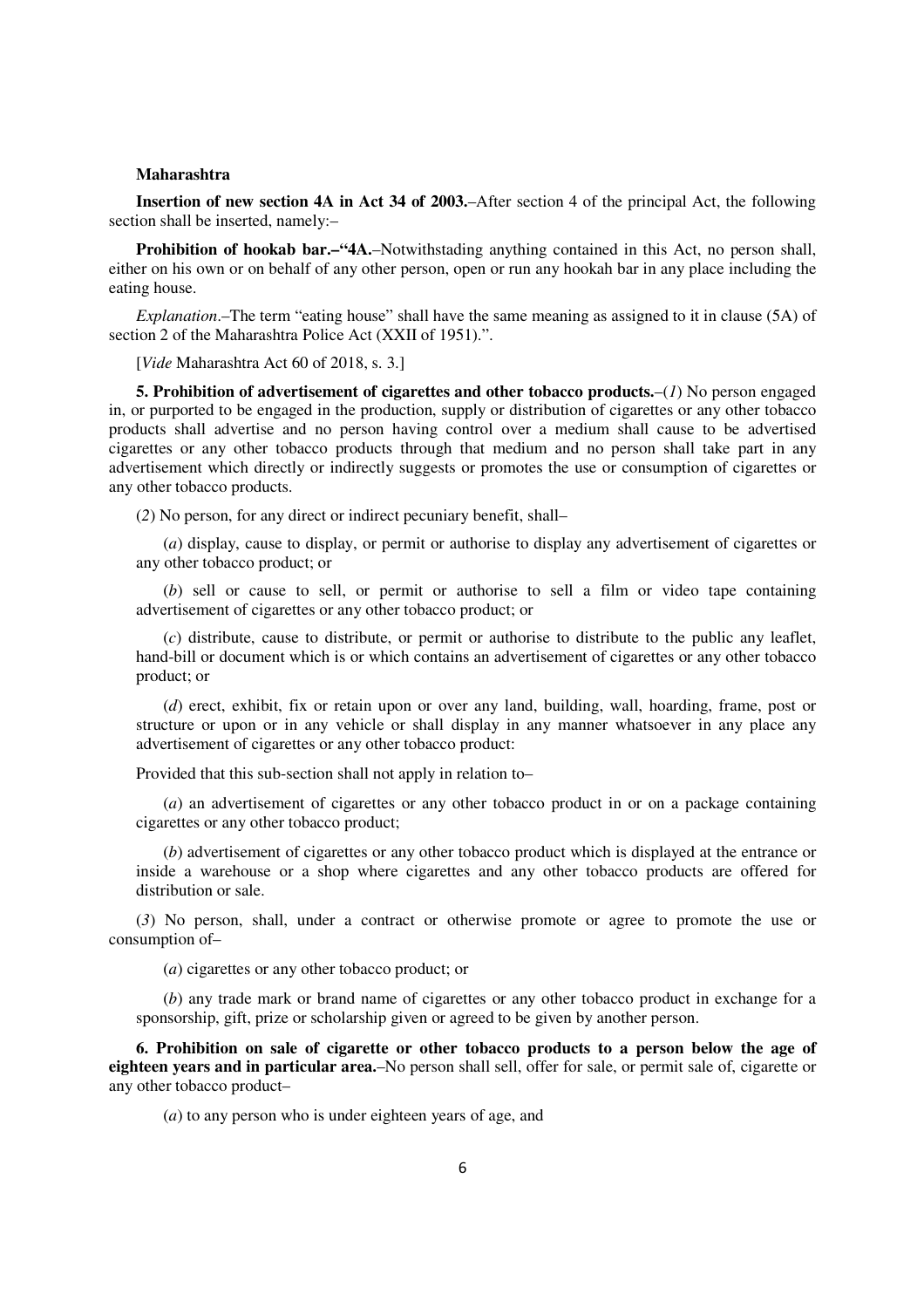**Maharashtra**

**Insertion of new section 4A in Act 34 of 2003.**–After section 4 of the principal Act, the following section shall be inserted, namely:–

**Prohibition of hookab bar.–"4A.**–Notwithstading anything contained in this Act, no person shall, either on his own or on behalf of any other person, open or run any hookah bar in any place including the eating house.

*Explanation*.–The term "eating house" shall have the same meaning as assigned to it in clause (5A) of section 2 of the Maharashtra Police Act (XXII of 1951).".

[*Vide* Maharashtra Act 60 of 2018, s. 3.]

**5. Prohibition of advertisement of cigarettes and other tobacco products.**–(*1*) No person engaged in, or purported to be engaged in the production, supply or distribution of cigarettes or any other tobacco products shall advertise and no person having control over a medium shall cause to be advertised cigarettes or any other tobacco products through that medium and no person shall take part in any advertisement which directly or indirectly suggests or promotes the use or consumption of cigarettes or any other tobacco products.

(*2*) No person, for any direct or indirect pecuniary benefit, shall–

(*a*) display, cause to display, or permit or authorise to display any advertisement of cigarettes or any other tobacco product; or

(*b*) sell or cause to sell, or permit or authorise to sell a film or video tape containing advertisement of cigarettes or any other tobacco product; or

(*c*) distribute, cause to distribute, or permit or authorise to distribute to the public any leaflet, hand-bill or document which is or which contains an advertisement of cigarettes or any other tobacco product; or

(*d*) erect, exhibit, fix or retain upon or over any land, building, wall, hoarding, frame, post or structure or upon or in any vehicle or shall display in any manner whatsoever in any place any advertisement of cigarettes or any other tobacco product:

Provided that this sub-section shall not apply in relation to–

(*a*) an advertisement of cigarettes or any other tobacco product in or on a package containing cigarettes or any other tobacco product;

(*b*) advertisement of cigarettes or any other tobacco product which is displayed at the entrance or inside a warehouse or a shop where cigarettes and any other tobacco products are offered for distribution or sale.

(*3*) No person, shall, under a contract or otherwise promote or agree to promote the use or consumption of–

(*a*) cigarettes or any other tobacco product; or

(*b*) any trade mark or brand name of cigarettes or any other tobacco product in exchange for a sponsorship, gift, prize or scholarship given or agreed to be given by another person.

**6. Prohibition on sale of cigarette or other tobacco products to a person below the age of eighteen years and in particular area.**–No person shall sell, offer for sale, or permit sale of, cigarette or any other tobacco product–

(*a*) to any person who is under eighteen years of age, and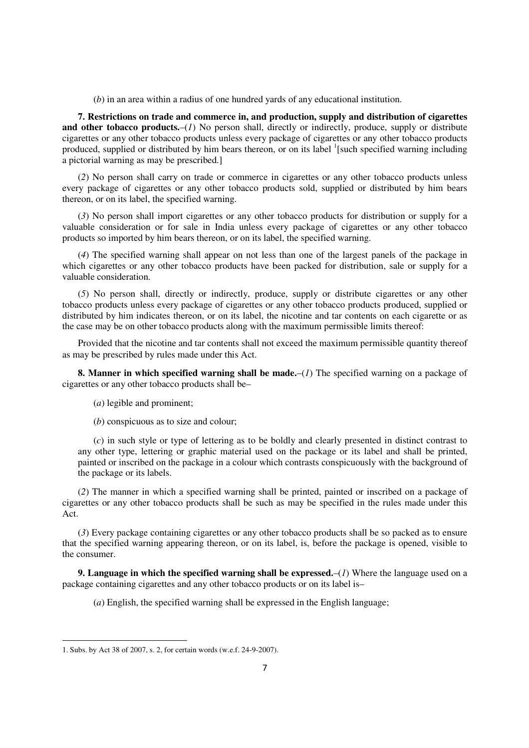(*b*) in an area within a radius of one hundred yards of any educational institution.

**7. Restrictions on trade and commerce in, and production, supply and distribution of cigarettes and other tobacco products.**–(*1*) No person shall, directly or indirectly, produce, supply or distribute cigarettes or any other tobacco products unless every package of cigarettes or any other tobacco products produced, supplied or distributed by him bears thereon, or on its label [1][such specified warning including a pictorial warning as may be prescribed.]

(*2*) No person shall carry on trade or commerce in cigarettes or any other tobacco products unless every package of cigarettes or any other tobacco products sold, supplied or distributed by him bears thereon, or on its label, the specified warning.

(*3*) No person shall import cigarettes or any other tobacco products for distribution or supply for a valuable consideration or for sale in India unless every package of cigarettes or any other tobacco products so imported by him bears thereon, or on its label, the specified warning.

(*4*) The specified warning shall appear on not less than one of the largest panels of the package in which cigarettes or any other tobacco products have been packed for distribution, sale or supply for a valuable consideration.

(*5*) No person shall, directly or indirectly, produce, supply or distribute cigarettes or any other tobacco products unless every package of cigarettes or any other tobacco products produced, supplied or distributed by him indicates thereon, or on its label, the nicotine and tar contents on each cigarette or as the case may be on other tobacco products along with the maximum permissible limits thereof:

Provided that the nicotine and tar contents shall not exceed the maximum permissible quantity thereof as may be prescribed by rules made under this Act.

**8. Manner in which specified warning shall be made.**–(*1*) The specified warning on a package of cigarettes or any other tobacco products shall be–

(*a*) legible and prominent;

(*b*) conspicuous as to size and colour;

(*c*) in such style or type of lettering as to be boldly and clearly presented in distinct contrast to any other type, lettering or graphic material used on the package or its label and shall be printed, painted or inscribed on the package in a colour which contrasts conspicuously with the background of the package or its labels.

(*2*) The manner in which a specified warning shall be printed, painted or inscribed on a package of cigarettes or any other tobacco products shall be such as may be specified in the rules made under this Act.

(*3*) Every package containing cigarettes or any other tobacco products shall be so packed as to ensure that the specified warning appearing thereon, or on its label, is, before the package is opened, visible to the consumer.

**9. Language in which the specified warning shall be expressed.**–(*1*) Where the language used on a package containing cigarettes and any other tobacco products or on its label is–

(*a*) English, the specified warning shall be expressed in the English language;

---

1. Subs. by Act 38 of 2007, s. 2, for certain words (w.e.f. 24-9-2007).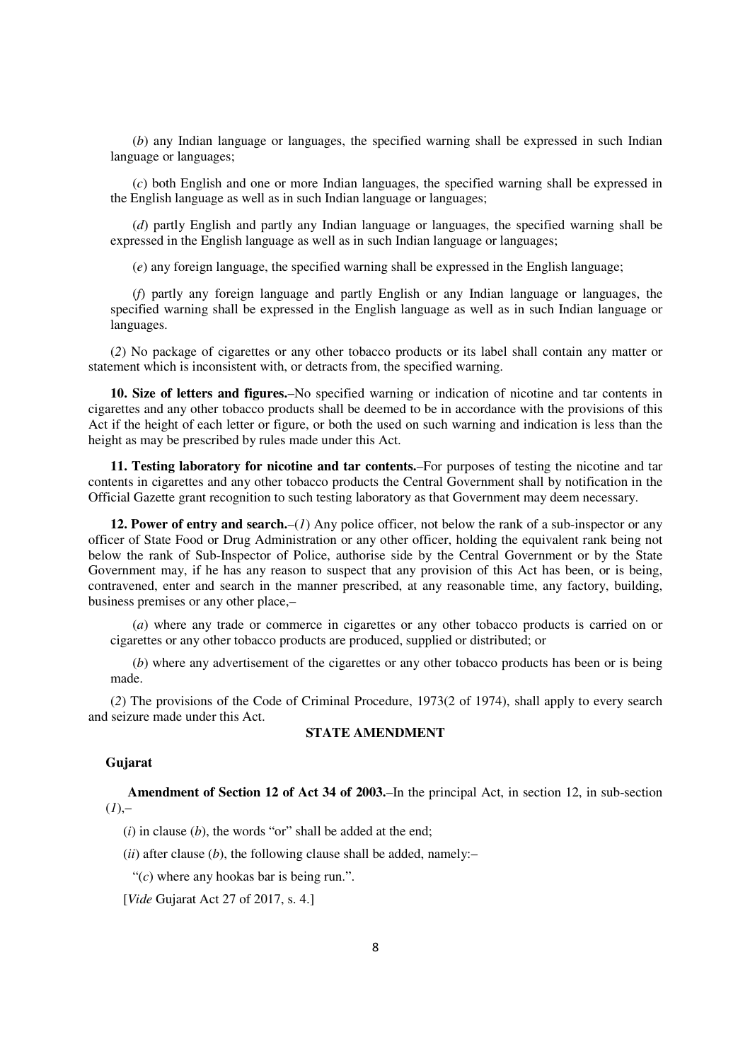(*b*) any Indian language or languages, the specified warning shall be expressed in such Indian language or languages;

(*c*) both English and one or more Indian languages, the specified warning shall be expressed in the English language as well as in such Indian language or languages;

(*d*) partly English and partly any Indian language or languages, the specified warning shall be expressed in the English language as well as in such Indian language or languages;

(*e*) any foreign language, the specified warning shall be expressed in the English language;

(*f*) partly any foreign language and partly English or any Indian language or languages, the specified warning shall be expressed in the English language as well as in such Indian language or languages.

(*2*) No package of cigarettes or any other tobacco products or its label shall contain any matter or statement which is inconsistent with, or detracts from, the specified warning.

**10. Size of letters and figures.**–No specified warning or indication of nicotine and tar contents in cigarettes and any other tobacco products shall be deemed to be in accordance with the provisions of this Act if the height of each letter or figure, or both the used on such warning and indication is less than the height as may be prescribed by rules made under this Act.

**11. Testing laboratory for nicotine and tar contents.**–For purposes of testing the nicotine and tar contents in cigarettes and any other tobacco products the Central Government shall by notification in the Official Gazette grant recognition to such testing laboratory as that Government may deem necessary.

**12. Power of entry and search.**–(*1*) Any police officer, not below the rank of a sub-inspector or any officer of State Food or Drug Administration or any other officer, holding the equivalent rank being not below the rank of Sub-Inspector of Police, authorise side by the Central Government or by the State Government may, if he has any reason to suspect that any provision of this Act has been, or is being, contravened, enter and search in the manner prescribed, at any reasonable time, any factory, building, business premises or any other place,–

(*a*) where any trade or commerce in cigarettes or any other tobacco products is carried on or cigarettes or any other tobacco products are produced, supplied or distributed; or

(*b*) where any advertisement of the cigarettes or any other tobacco products has been or is being made.

(*2*) The provisions of the Code of Criminal Procedure, 1973(2 of 1974), shall apply to every search and seizure made under this Act.

**STATE AMENDMENT**

**Gujarat**

**Amendment of Section 12 of Act 34 of 2003.**–In the principal Act, in section 12, in sub-section (*1*),–

(*i*) in clause (*b*), the words "or" shall be added at the end;

(*ii*) after clause (*b*), the following clause shall be added, namely:–

"(*c*) where any hookas bar is being run.".

[*Vide* Gujarat Act 27 of 2017, s. 4.]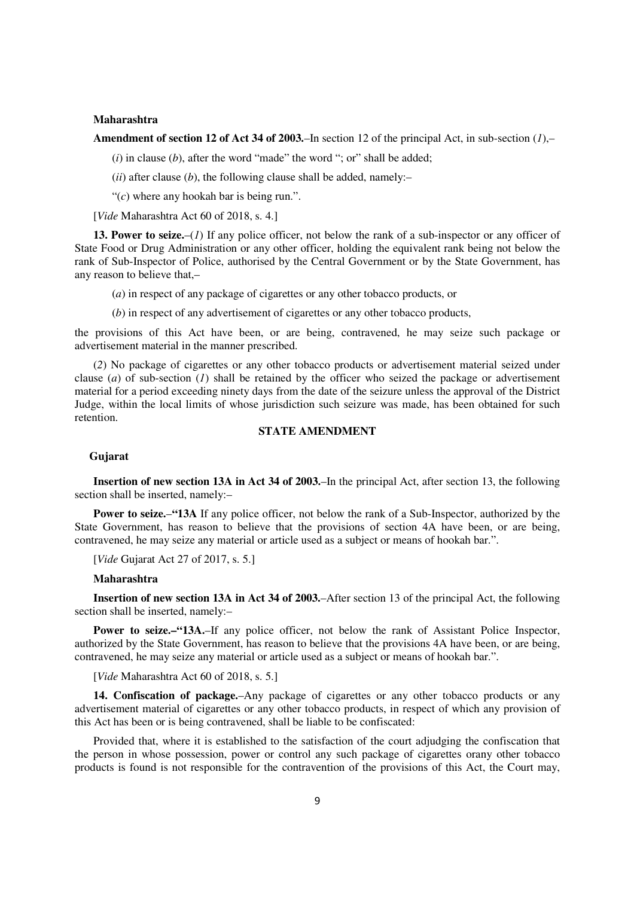**Maharashtra**

**Amendment of section 12 of Act 34 of 2003.**–In section 12 of the principal Act, in sub-section (*1*),–

(*i*) in clause (*b*), after the word "made" the word "; or" shall be added;

(*ii*) after clause (*b*), the following clause shall be added, namely:–

"(*c*) where any hookah bar is being run.".

[*Vide* Maharashtra Act 60 of 2018, s. 4.]

**13. Power to seize.**–(*1*) If any police officer, not below the rank of a sub-inspector or any officer of State Food or Drug Administration or any other officer, holding the equivalent rank being not below the rank of Sub-Inspector of Police, authorised by the Central Government or by the State Government, has any reason to believe that,–

(*a*) in respect of any package of cigarettes or any other tobacco products, or

(*b*) in respect of any advertisement of cigarettes or any other tobacco products,

the provisions of this Act have been, or are being, contravened, he may seize such package or advertisement material in the manner prescribed.

(*2*) No package of cigarettes or any other tobacco products or advertisement material seized under clause (*a*) of sub-section (*1*) shall be retained by the officer who seized the package or advertisement material for a period exceeding ninety days from the date of the seizure unless the approval of the District Judge, within the local limits of whose jurisdiction such seizure was made, has been obtained for such retention.

**STATE AMENDMENT**

**Gujarat**

**Insertion of new section 13A in Act 34 of 2003.**–In the principal Act, after section 13, the following section shall be inserted, namely:–

**Power to seize.**–**"13A** If any police officer, not below the rank of a Sub-Inspector, authorized by the State Government, has reason to believe that the provisions of section 4A have been, or are being, contravened, he may seize any material or article used as a subject or means of hookah bar.".

[*Vide* Gujarat Act 27 of 2017, s. 5.]

**Maharashtra**

**Insertion of new section 13A in Act 34 of 2003.**–After section 13 of the principal Act, the following section shall be inserted, namely:–

**Power to seize.–"13A.**–If any police officer, not below the rank of Assistant Police Inspector, authorized by the State Government, has reason to believe that the provisions 4A have been, or are being, contravened, he may seize any material or article used as a subject or means of hookah bar.".

[*Vide* Maharashtra Act 60 of 2018, s. 5.]

**14. Confiscation of package.**–Any package of cigarettes or any other tobacco products or any advertisement material of cigarettes or any other tobacco products, in respect of which any provision of this Act has been or is being contravened, shall be liable to be confiscated:

Provided that, where it is established to the satisfaction of the court adjudging the confiscation that the person in whose possession, power or control any such package of cigarettes orany other tobacco products is found is not responsible for the contravention of the provisions of this Act, the Court may,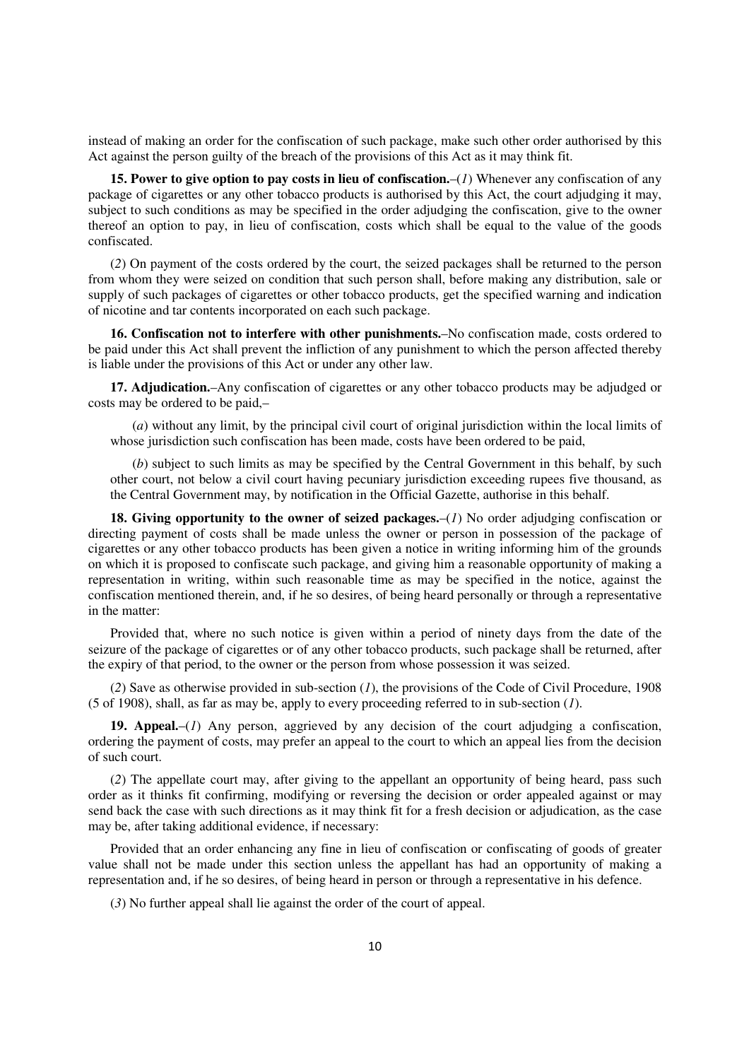instead of making an order for the confiscation of such package, make such other order authorised by this Act against the person guilty of the breach of the provisions of this Act as it may think fit.

**15. Power to give option to pay costs in lieu of confiscation.**–(*1*) Whenever any confiscation of any package of cigarettes or any other tobacco products is authorised by this Act, the court adjudging it may, subject to such conditions as may be specified in the order adjudging the confiscation, give to the owner thereof an option to pay, in lieu of confiscation, costs which shall be equal to the value of the goods confiscated.

(*2*) On payment of the costs ordered by the court, the seized packages shall be returned to the person from whom they were seized on condition that such person shall, before making any distribution, sale or supply of such packages of cigarettes or other tobacco products, get the specified warning and indication of nicotine and tar contents incorporated on each such package.

**16. Confiscation not to interfere with other punishments.**–No confiscation made, costs ordered to be paid under this Act shall prevent the infliction of any punishment to which the person affected thereby is liable under the provisions of this Act or under any other law.

**17. Adjudication.**–Any confiscation of cigarettes or any other tobacco products may be adjudged or costs may be ordered to be paid,–

(*a*) without any limit, by the principal civil court of original jurisdiction within the local limits of whose jurisdiction such confiscation has been made, costs have been ordered to be paid,

(*b*) subject to such limits as may be specified by the Central Government in this behalf, by such other court, not below a civil court having pecuniary jurisdiction exceeding rupees five thousand, as the Central Government may, by notification in the Official Gazette, authorise in this behalf.

**18. Giving opportunity to the owner of seized packages.**–(*1*) No order adjudging confiscation or directing payment of costs shall be made unless the owner or person in possession of the package of cigarettes or any other tobacco products has been given a notice in writing informing him of the grounds on which it is proposed to confiscate such package, and giving him a reasonable opportunity of making a representation in writing, within such reasonable time as may be specified in the notice, against the confiscation mentioned therein, and, if he so desires, of being heard personally or through a representative in the matter:

Provided that, where no such notice is given within a period of ninety days from the date of the seizure of the package of cigarettes or of any other tobacco products, such package shall be returned, after the expiry of that period, to the owner or the person from whose possession it was seized.

(*2*) Save as otherwise provided in sub-section (*1*), the provisions of the Code of Civil Procedure, 1908 (5 of 1908), shall, as far as may be, apply to every proceeding referred to in sub-section (*1*).

**19. Appeal.**–(*1*) Any person, aggrieved by any decision of the court adjudging a confiscation, ordering the payment of costs, may prefer an appeal to the court to which an appeal lies from the decision of such court.

(*2*) The appellate court may, after giving to the appellant an opportunity of being heard, pass such order as it thinks fit confirming, modifying or reversing the decision or order appealed against or may send back the case with such directions as it may think fit for a fresh decision or adjudication, as the case may be, after taking additional evidence, if necessary:

Provided that an order enhancing any fine in lieu of confiscation or confiscating of goods of greater value shall not be made under this section unless the appellant has had an opportunity of making a representation and, if he so desires, of being heard in person or through a representative in his defence.

(*3*) No further appeal shall lie against the order of the court of appeal.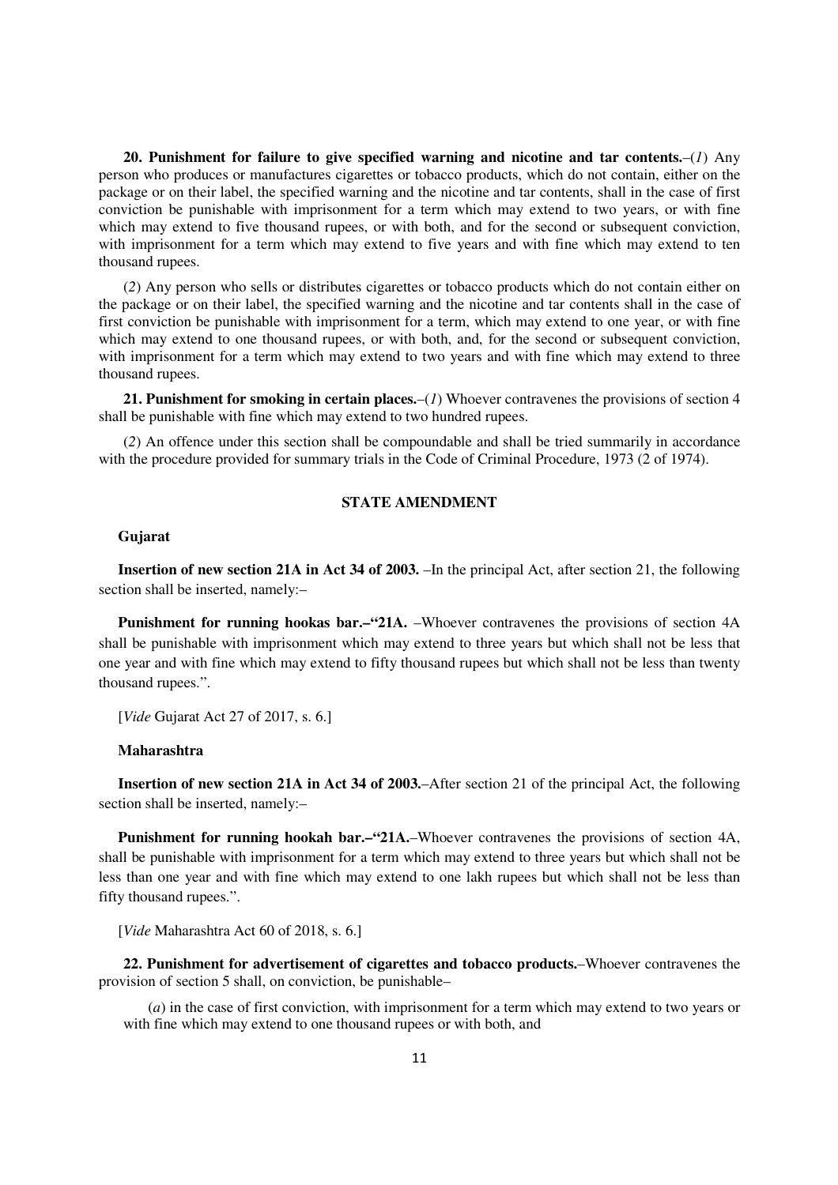**20. Punishment for failure to give specified warning and nicotine and tar contents.**–(*1*) Any person who produces or manufactures cigarettes or tobacco products, which do not contain, either on the package or on their label, the specified warning and the nicotine and tar contents, shall in the case of first conviction be punishable with imprisonment for a term which may extend to two years, or with fine which may extend to five thousand rupees, or with both, and for the second or subsequent conviction, with imprisonment for a term which may extend to five years and with fine which may extend to ten thousand rupees.

(*2*) Any person who sells or distributes cigarettes or tobacco products which do not contain either on the package or on their label, the specified warning and the nicotine and tar contents shall in the case of first conviction be punishable with imprisonment for a term, which may extend to one year, or with fine which may extend to one thousand rupees, or with both, and, for the second or subsequent conviction, with imprisonment for a term which may extend to two years and with fine which may extend to three thousand rupees.

**21. Punishment for smoking in certain places.**–(*1*) Whoever contravenes the provisions of section 4 shall be punishable with fine which may extend to two hundred rupees.

(*2*) An offence under this section shall be compoundable and shall be tried summarily in accordance with the procedure provided for summary trials in the Code of Criminal Procedure, 1973 (2 of 1974).

**STATE AMENDMENT**

**Gujarat**

**Insertion of new section 21A in Act 34 of 2003.** –In the principal Act, after section 21, the following section shall be inserted, namely:–

**Punishment for running hookas bar.–"21A.** –Whoever contravenes the provisions of section 4A shall be punishable with imprisonment which may extend to three years but which shall not be less that one year and with fine which may extend to fifty thousand rupees but which shall not be less than twenty thousand rupees.".

[*Vide* Gujarat Act 27 of 2017, s. 6.]

**Maharashtra**

**Insertion of new section 21A in Act 34 of 2003.**–After section 21 of the principal Act, the following section shall be inserted, namely:–

**Punishment for running hookah bar.–"21A.**–Whoever contravenes the provisions of section 4A, shall be punishable with imprisonment for a term which may extend to three years but which shall not be less than one year and with fine which may extend to one lakh rupees but which shall not be less than fifty thousand rupees.".

[*Vide* Maharashtra Act 60 of 2018, s. 6.]

**22. Punishment for advertisement of cigarettes and tobacco products.**–Whoever contravenes the provision of section 5 shall, on conviction, be punishable–

(*a*) in the case of first conviction, with imprisonment for a term which may extend to two years or with fine which may extend to one thousand rupees or with both, and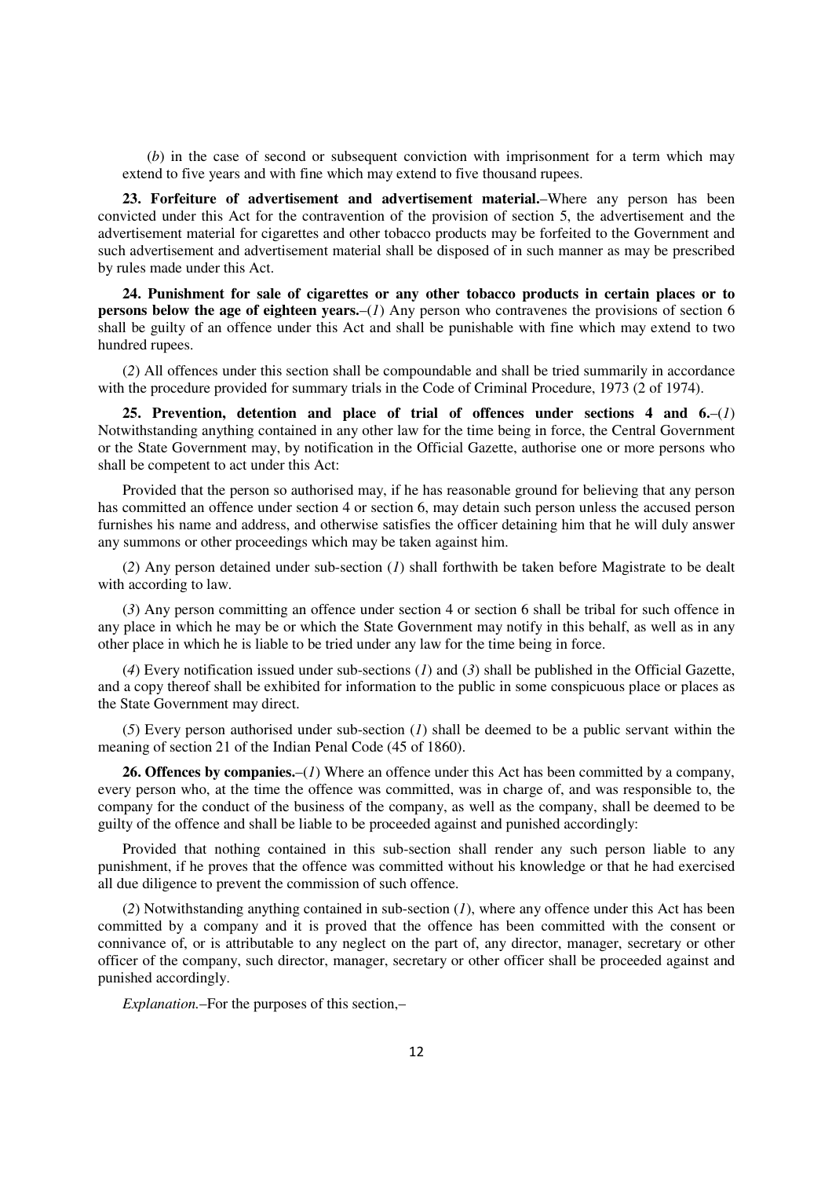(*b*) in the case of second or subsequent conviction with imprisonment for a term which may extend to five years and with fine which may extend to five thousand rupees.

**23. Forfeiture of advertisement and advertisement material.**–Where any person has been convicted under this Act for the contravention of the provision of section 5, the advertisement and the advertisement material for cigarettes and other tobacco products may be forfeited to the Government and such advertisement and advertisement material shall be disposed of in such manner as may be prescribed by rules made under this Act.

**24. Punishment for sale of cigarettes or any other tobacco products in certain places or to persons below the age of eighteen years.**–(*1*) Any person who contravenes the provisions of section 6 shall be guilty of an offence under this Act and shall be punishable with fine which may extend to two hundred rupees.

(*2*) All offences under this section shall be compoundable and shall be tried summarily in accordance with the procedure provided for summary trials in the Code of Criminal Procedure, 1973 (2 of 1974).

**25. Prevention, detention and place of trial of offences under sections 4 and 6.**–(*1*) Notwithstanding anything contained in any other law for the time being in force, the Central Government or the State Government may, by notification in the Official Gazette, authorise one or more persons who shall be competent to act under this Act:

Provided that the person so authorised may, if he has reasonable ground for believing that any person has committed an offence under section 4 or section 6, may detain such person unless the accused person furnishes his name and address, and otherwise satisfies the officer detaining him that he will duly answer any summons or other proceedings which may be taken against him.

(*2*) Any person detained under sub-section (*1*) shall forthwith be taken before Magistrate to be dealt with according to law.

(*3*) Any person committing an offence under section 4 or section 6 shall be tribal for such offence in any place in which he may be or which the State Government may notify in this behalf, as well as in any other place in which he is liable to be tried under any law for the time being in force.

(*4*) Every notification issued under sub-sections (*1*) and (*3*) shall be published in the Official Gazette, and a copy thereof shall be exhibited for information to the public in some conspicuous place or places as the State Government may direct.

(*5*) Every person authorised under sub-section (*1*) shall be deemed to be a public servant within the meaning of section 21 of the Indian Penal Code (45 of 1860).

**26. Offences by companies.**–(*1*) Where an offence under this Act has been committed by a company, every person who, at the time the offence was committed, was in charge of, and was responsible to, the company for the conduct of the business of the company, as well as the company, shall be deemed to be guilty of the offence and shall be liable to be proceeded against and punished accordingly:

Provided that nothing contained in this sub-section shall render any such person liable to any punishment, if he proves that the offence was committed without his knowledge or that he had exercised all due diligence to prevent the commission of such offence.

(*2*) Notwithstanding anything contained in sub-section (*1*), where any offence under this Act has been committed by a company and it is proved that the offence has been committed with the consent or connivance of, or is attributable to any neglect on the part of, any director, manager, secretary or other officer of the company, such director, manager, secretary or other officer shall be proceeded against and punished accordingly.

*Explanation.*–For the purposes of this section,–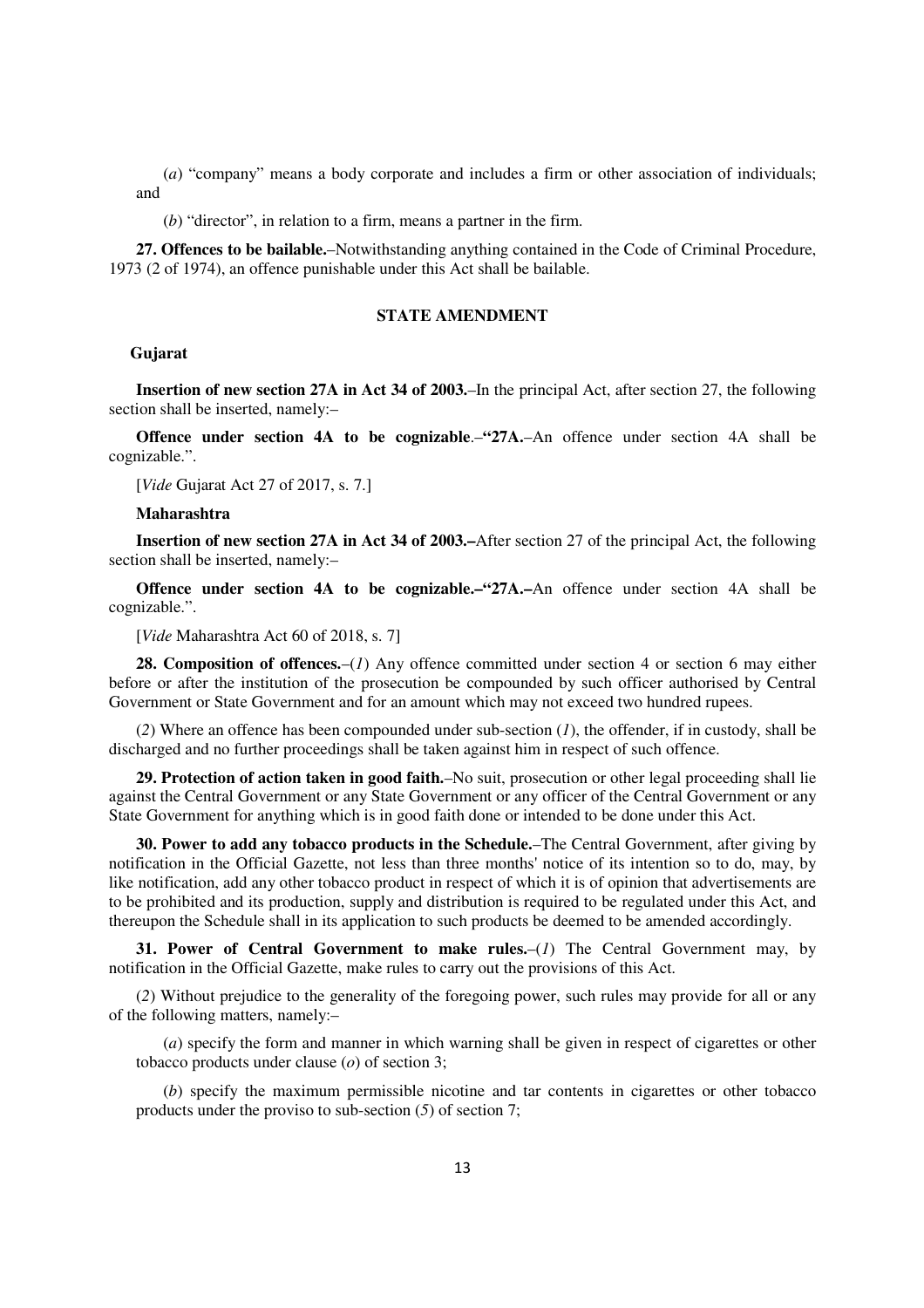(*a*) "company" means a body corporate and includes a firm or other association of individuals; and

(*b*) "director", in relation to a firm, means a partner in the firm.

**27. Offences to be bailable.**–Notwithstanding anything contained in the Code of Criminal Procedure, 1973 (2 of 1974), an offence punishable under this Act shall be bailable.

**STATE AMENDMENT**

**Gujarat**

**Insertion of new section 27A in Act 34 of 2003.**–In the principal Act, after section 27, the following section shall be inserted, namely:–

**Offence under section 4A to be cognizable**.–"**27A.**–An offence under section 4A shall be cognizable.".

[*Vide* Gujarat Act 27 of 2017, s. 7.]

**Maharashtra**

**Insertion of new section 27A in Act 34 of 2003.–**After section 27 of the principal Act, the following section shall be inserted, namely:–

**Offence under section 4A to be cognizable.–"27A.–**An offence under section 4A shall be cognizable.".

[*Vide* Maharashtra Act 60 of 2018, s. 7]

**28. Composition of offences.**–(*1*) Any offence committed under section 4 or section 6 may either before or after the institution of the prosecution be compounded by such officer authorised by Central Government or State Government and for an amount which may not exceed two hundred rupees.

(*2*) Where an offence has been compounded under sub-section (*1*), the offender, if in custody, shall be discharged and no further proceedings shall be taken against him in respect of such offence.

**29. Protection of action taken in good faith.**–No suit, prosecution or other legal proceeding shall lie against the Central Government or any State Government or any officer of the Central Government or any State Government for anything which is in good faith done or intended to be done under this Act.

**30. Power to add any tobacco products in the Schedule.**–The Central Government, after giving by notification in the Official Gazette, not less than three months' notice of its intention so to do, may, by like notification, add any other tobacco product in respect of which it is of opinion that advertisements are to be prohibited and its production, supply and distribution is required to be regulated under this Act, and thereupon the Schedule shall in its application to such products be deemed to be amended accordingly.

**31. Power of Central Government to make rules.**–(*1*) The Central Government may, by notification in the Official Gazette, make rules to carry out the provisions of this Act.

(*2*) Without prejudice to the generality of the foregoing power, such rules may provide for all or any of the following matters, namely:–

(*a*) specify the form and manner in which warning shall be given in respect of cigarettes or other tobacco products under clause (*o*) of section 3;

(*b*) specify the maximum permissible nicotine and tar contents in cigarettes or other tobacco products under the proviso to sub-section (*5*) of section 7;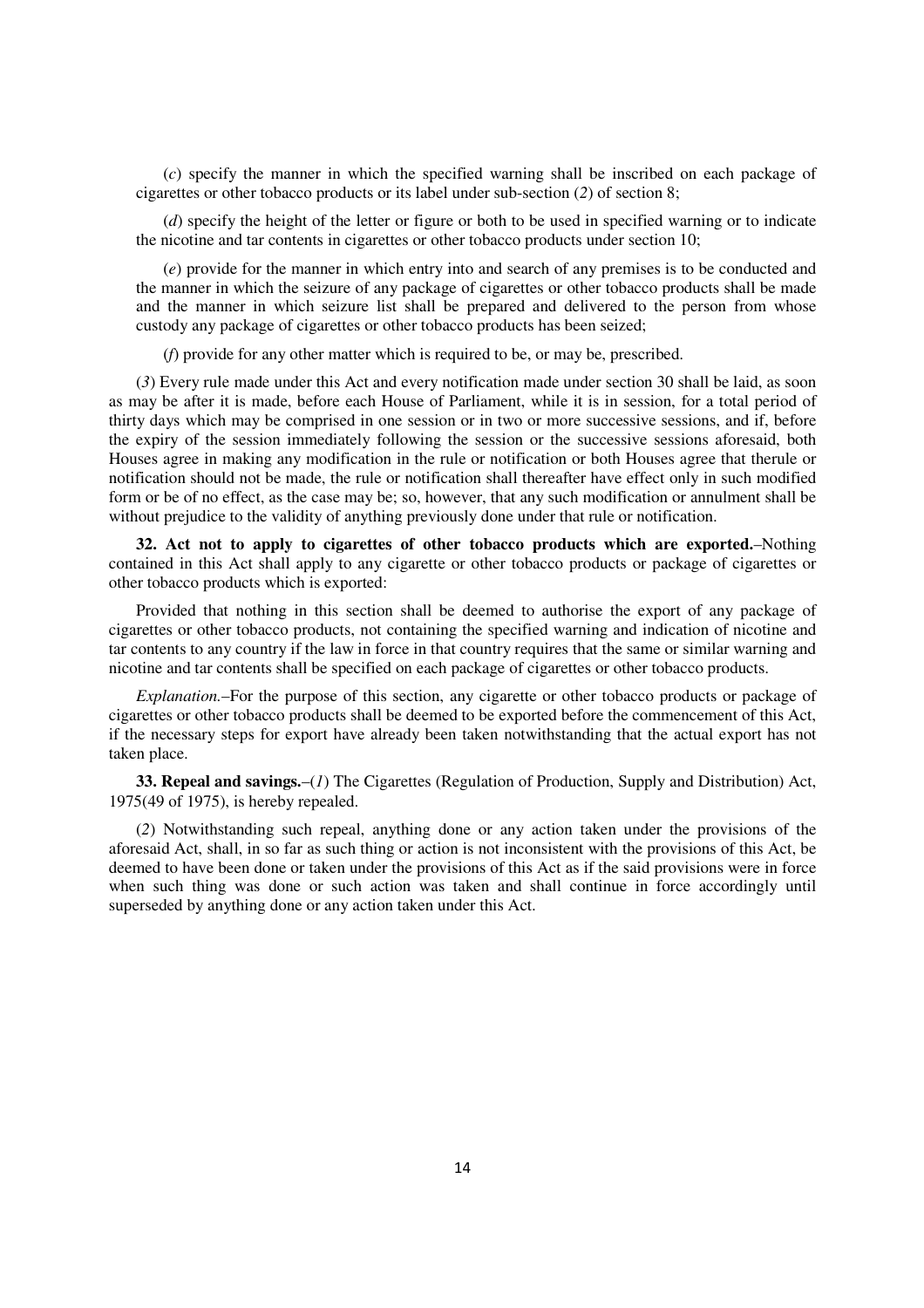(*c*) specify the manner in which the specified warning shall be inscribed on each package of cigarettes or other tobacco products or its label under sub-section (*2*) of section 8;

(*d*) specify the height of the letter or figure or both to be used in specified warning or to indicate the nicotine and tar contents in cigarettes or other tobacco products under section 10;

(*e*) provide for the manner in which entry into and search of any premises is to be conducted and the manner in which the seizure of any package of cigarettes or other tobacco products shall be made and the manner in which seizure list shall be prepared and delivered to the person from whose custody any package of cigarettes or other tobacco products has been seized;

(*f*) provide for any other matter which is required to be, or may be, prescribed.

(*3*) Every rule made under this Act and every notification made under section 30 shall be laid, as soon as may be after it is made, before each House of Parliament, while it is in session, for a total period of thirty days which may be comprised in one session or in two or more successive sessions, and if, before the expiry of the session immediately following the session or the successive sessions aforesaid, both Houses agree in making any modification in the rule or notification or both Houses agree that therule or notification should not be made, the rule or notification shall thereafter have effect only in such modified form or be of no effect, as the case may be; so, however, that any such modification or annulment shall be without prejudice to the validity of anything previously done under that rule or notification.

**32. Act not to apply to cigarettes of other tobacco products which are exported.**–Nothing contained in this Act shall apply to any cigarette or other tobacco products or package of cigarettes or other tobacco products which is exported:

Provided that nothing in this section shall be deemed to authorise the export of any package of cigarettes or other tobacco products, not containing the specified warning and indication of nicotine and tar contents to any country if the law in force in that country requires that the same or similar warning and nicotine and tar contents shall be specified on each package of cigarettes or other tobacco products.

*Explanation.*–For the purpose of this section, any cigarette or other tobacco products or package of cigarettes or other tobacco products shall be deemed to be exported before the commencement of this Act, if the necessary steps for export have already been taken notwithstanding that the actual export has not taken place.

**33. Repeal and savings.**–(*1*) The Cigarettes (Regulation of Production, Supply and Distribution) Act, 1975(49 of 1975), is hereby repealed.

(*2*) Notwithstanding such repeal, anything done or any action taken under the provisions of the aforesaid Act, shall, in so far as such thing or action is not inconsistent with the provisions of this Act, be deemed to have been done or taken under the provisions of this Act as if the said provisions were in force when such thing was done or such action was taken and shall continue in force accordingly until superseded by anything done or any action taken under this Act.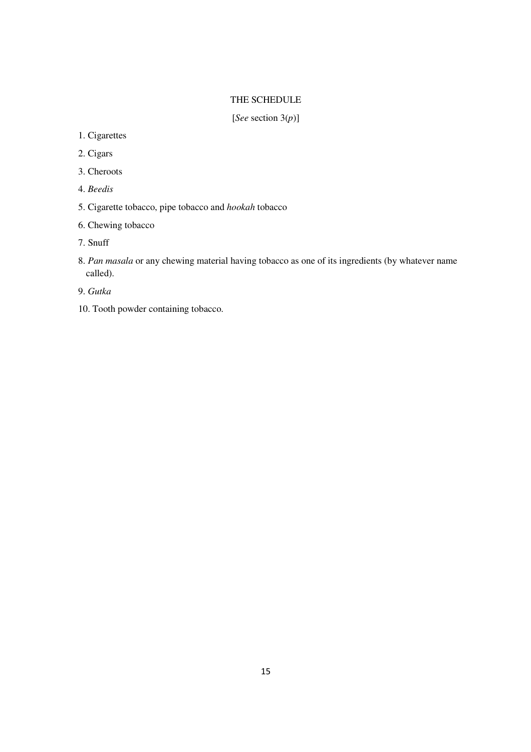# THE SCHEDULE

[*See* section 3(*p*)]

1. Cigarettes
2. Cigars
3. Cheroots
4. *Beedis*
5. Cigarette tobacco, pipe tobacco and *hookah* tobacco
6. Chewing tobacco
7. Snuff
8. *Pan masala* or any chewing material having tobacco as one of its ingredients (by whatever name called).
9. *Gutka*
10. Tooth powder containing tobacco.